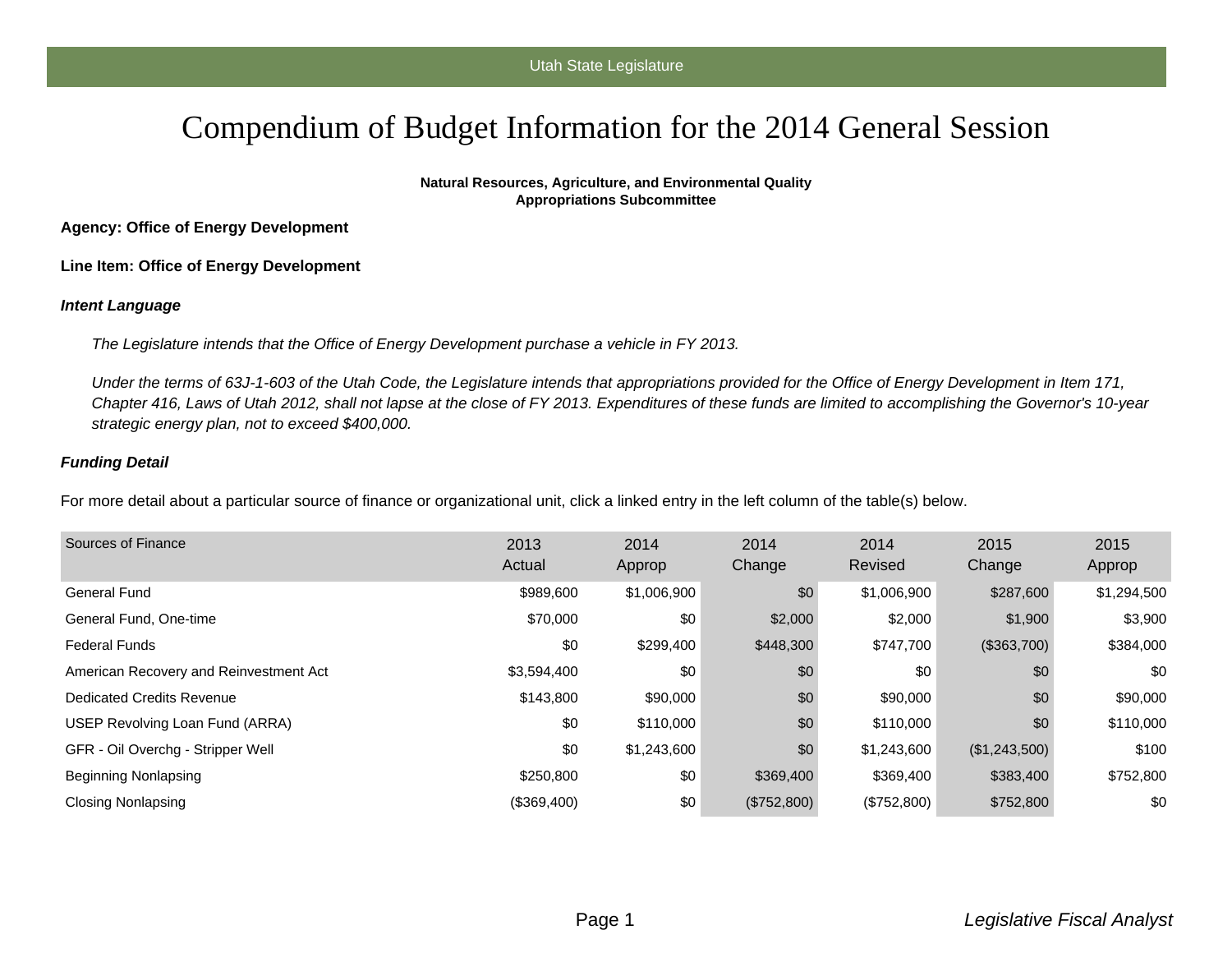Utah State Legislature

# Compendium of Budget Information for the 2014 General Session

**Natural Resources, Agriculture, and Environmental Quality**
**Appropriations Subcommittee**

**Agency: Office of Energy Development**

**Line Item: Office of Energy Development**

***Intent Language***

*The Legislature intends that the Office of Energy Development purchase a vehicle in FY 2013.*

*Under the terms of 63J-1-603 of the Utah Code, the Legislature intends that appropriations provided for the Office of Energy Development in Item 171, Chapter 416, Laws of Utah 2012, shall not lapse at the close of FY 2013. Expenditures of these funds are limited to accomplishing the Governor's 10-year strategic energy plan, not to exceed $400,000.*

***Funding Detail***

For more detail about a particular source of finance or organizational unit, click a linked entry in the left column of the table(s) below.

| Sources of Finance | 2013 Actual | 2014 Approp | 2014 Change | 2014 Revised | 2015 Change | 2015 Approp |
|---|---|---|---|---|---|---|
| General Fund | $989,600 | $1,006,900 | $0 | $1,006,900 | $287,600 | $1,294,500 |
| General Fund, One-time | $70,000 | $0 | $2,000 | $2,000 | $1,900 | $3,900 |
| Federal Funds | $0 | $299,400 | $448,300 | $747,700 | ($363,700) | $384,000 |
| American Recovery and Reinvestment Act | $3,594,400 | $0 | $0 | $0 | $0 | $0 |
| Dedicated Credits Revenue | $143,800 | $90,000 | $0 | $90,000 | $0 | $90,000 |
| USEP Revolving Loan Fund (ARRA) | $0 | $110,000 | $0 | $110,000 | $0 | $110,000 |
| GFR - Oil Overchg - Stripper Well | $0 | $1,243,600 | $0 | $1,243,600 | ($1,243,500) | $100 |
| Beginning Nonlapsing | $250,800 | $0 | $369,400 | $369,400 | $383,400 | $752,800 |
| Closing Nonlapsing | ($369,400) | $0 | ($752,800) | ($752,800) | $752,800 | $0 |

*Legislative Fiscal Analyst*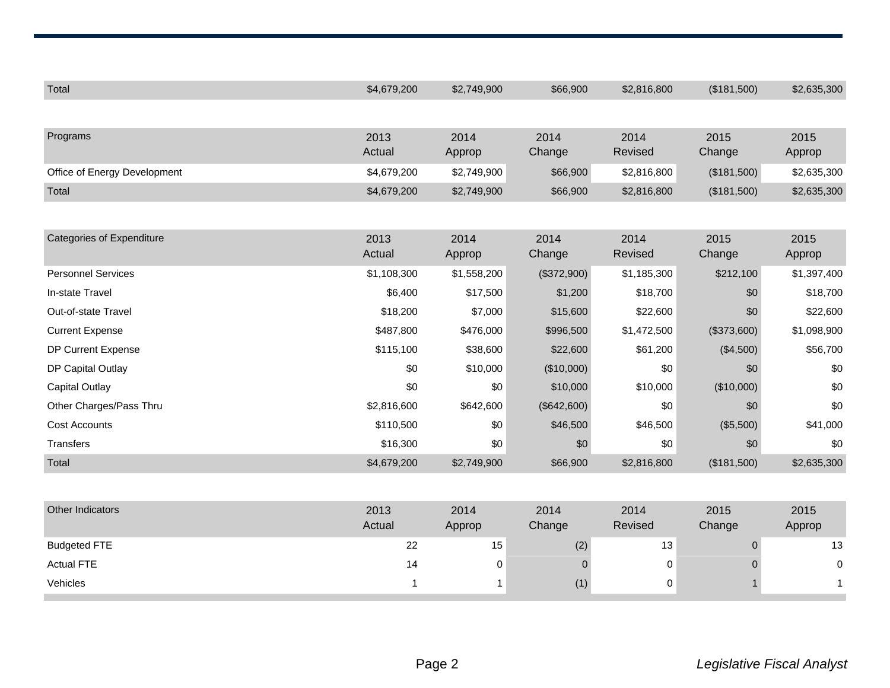| Total | $4,679,200 | $2,749,900 | $66,900 | $2,816,800 | ($181,500) | $2,635,300 |
|---|---|---|---|---|---|---|

| Programs | 2013 Actual | 2014 Approp | 2014 Change | 2014 Revised | 2015 Change | 2015 Approp |
|---|---|---|---|---|---|---|
| Office of Energy Development | $4,679,200 | $2,749,900 | $66,900 | $2,816,800 | ($181,500) | $2,635,300 |
| Total | $4,679,200 | $2,749,900 | $66,900 | $2,816,800 | ($181,500) | $2,635,300 |

| Categories of Expenditure | 2013 Actual | 2014 Approp | 2014 Change | 2014 Revised | 2015 Change | 2015 Approp |
|---|---|---|---|---|---|---|
| Personnel Services | $1,108,300 | $1,558,200 | ($372,900) | $1,185,300 | $212,100 | $1,397,400 |
| In-state Travel | $6,400 | $17,500 | $1,200 | $18,700 | $0 | $18,700 |
| Out-of-state Travel | $18,200 | $7,000 | $15,600 | $22,600 | $0 | $22,600 |
| Current Expense | $487,800 | $476,000 | $996,500 | $1,472,500 | ($373,600) | $1,098,900 |
| DP Current Expense | $115,100 | $38,600 | $22,600 | $61,200 | ($4,500) | $56,700 |
| DP Capital Outlay | $0 | $10,000 | ($10,000) | $0 | $0 | $0 |
| Capital Outlay | $0 | $0 | $10,000 | $10,000 | ($10,000) | $0 |
| Other Charges/Pass Thru | $2,816,600 | $642,600 | ($642,600) | $0 | $0 | $0 |
| Cost Accounts | $110,500 | $0 | $46,500 | $46,500 | ($5,500) | $41,000 |
| Transfers | $16,300 | $0 | $0 | $0 | $0 | $0 |
| Total | $4,679,200 | $2,749,900 | $66,900 | $2,816,800 | ($181,500) | $2,635,300 |

| Other Indicators | 2013 Actual | 2014 Approp | 2014 Change | 2014 Revised | 2015 Change | 2015 Approp |
|---|---|---|---|---|---|---|
| Budgeted FTE | 22 | 15 | (2) | 13 | 0 | 13 |
| Actual FTE | 14 | 0 | 0 | 0 | 0 | 0 |
| Vehicles | 1 | 1 | (1) | 0 | 1 | 1 |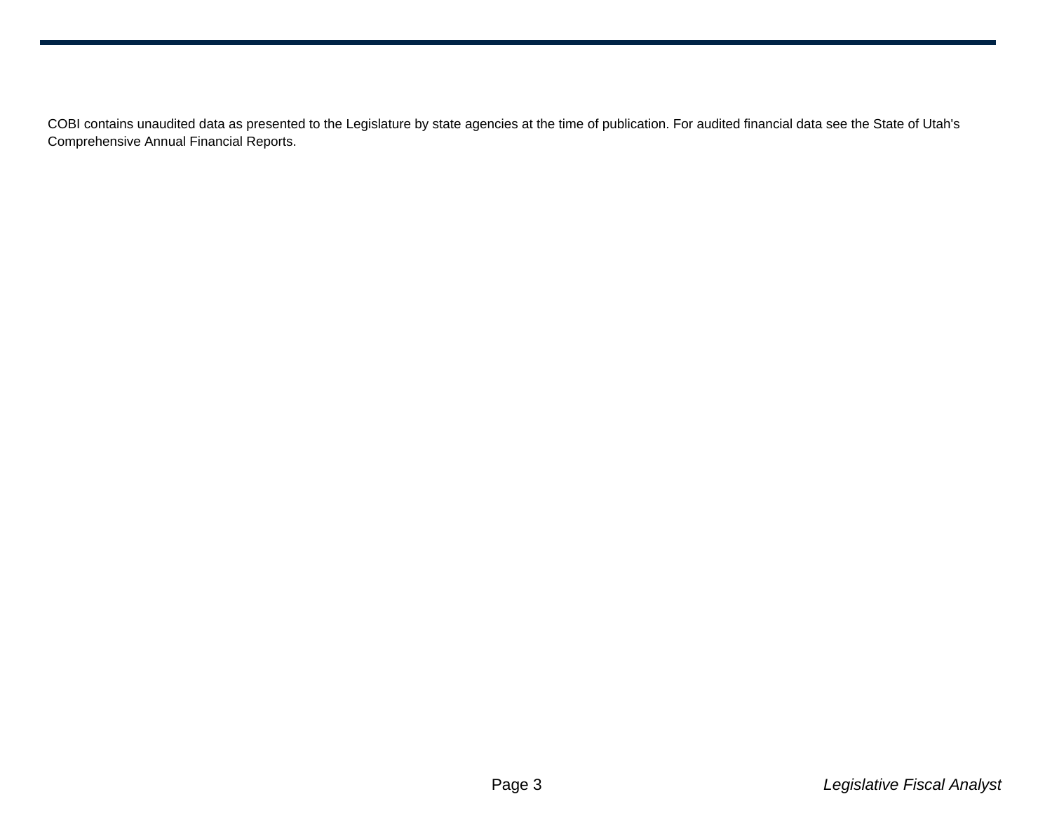COBI contains unaudited data as presented to the Legislature by state agencies at the time of publication. For audited financial data see the State of Utah's Comprehensive Annual Financial Reports.